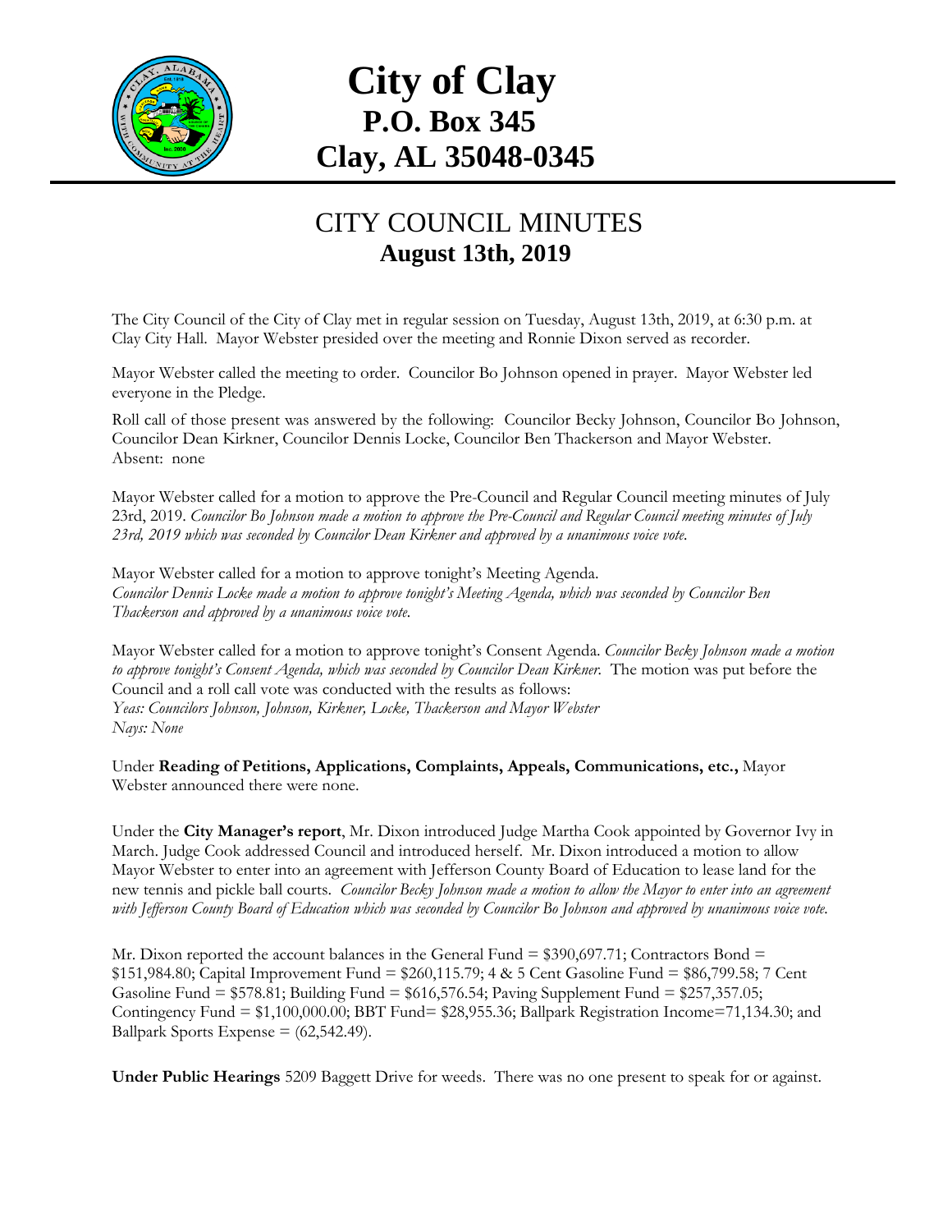# City of Clay
## P.O. Box 345
## Clay, AL 35048-0345

# CITY COUNCIL MINUTES
## August 13th, 2019

The City Council of the City of Clay met in regular session on Tuesday, August 13th, 2019, at 6:30 p.m. at Clay City Hall. Mayor Webster presided over the meeting and Ronnie Dixon served as recorder.

Mayor Webster called the meeting to order. Councilor Bo Johnson opened in prayer. Mayor Webster led everyone in the Pledge.

Roll call of those present was answered by the following: Councilor Becky Johnson, Councilor Bo Johnson, Councilor Dean Kirkner, Councilor Dennis Locke, Councilor Ben Thackerson and Mayor Webster.
Absent: none

Mayor Webster called for a motion to approve the Pre-Council and Regular Council meeting minutes of July 23rd, 2019. *Councilor Bo Johnson made a motion to approve the Pre-Council and Regular Council meeting minutes of July 23rd, 2019 which was seconded by Councilor Dean Kirkner and approved by a unanimous voice vote.*

Mayor Webster called for a motion to approve tonight's Meeting Agenda.
*Councilor Dennis Locke made a motion to approve tonight's Meeting Agenda, which was seconded by Councilor Ben Thackerson and approved by a unanimous voice vote.*

Mayor Webster called for a motion to approve tonight's Consent Agenda. *Councilor Becky Johnson made a motion to approve tonight's Consent Agenda, which was seconded by Councilor Dean Kirkner.* The motion was put before the Council and a roll call vote was conducted with the results as follows:
*Yeas: Councilors Johnson, Johnson, Kirkner, Locke, Thackerson and Mayor Webster*
*Nays: None*

Under **Reading of Petitions, Applications, Complaints, Appeals, Communications, etc.,** Mayor Webster announced there were none.

Under the **City Manager's report**, Mr. Dixon introduced Judge Martha Cook appointed by Governor Ivy in March. Judge Cook addressed Council and introduced herself. Mr. Dixon introduced a motion to allow Mayor Webster to enter into an agreement with Jefferson County Board of Education to lease land for the new tennis and pickle ball courts. *Councilor Becky Johnson made a motion to allow the Mayor to enter into an agreement with Jefferson County Board of Education which was seconded by Councilor Bo Johnson and approved by unanimous voice vote.*

Mr. Dixon reported the account balances in the General Fund = $390,697.71; Contractors Bond = $151,984.80; Capital Improvement Fund = $260,115.79; 4 & 5 Cent Gasoline Fund = $86,799.58; 7 Cent Gasoline Fund = $578.81; Building Fund = $616,576.54; Paving Supplement Fund = $257,357.05; Contingency Fund = $1,100,000.00; BBT Fund= $28,955.36; Ballpark Registration Income=71,134.30; and Ballpark Sports Expense = (62,542.49).

**Under Public Hearings** 5209 Baggett Drive for weeds. There was no one present to speak for or against.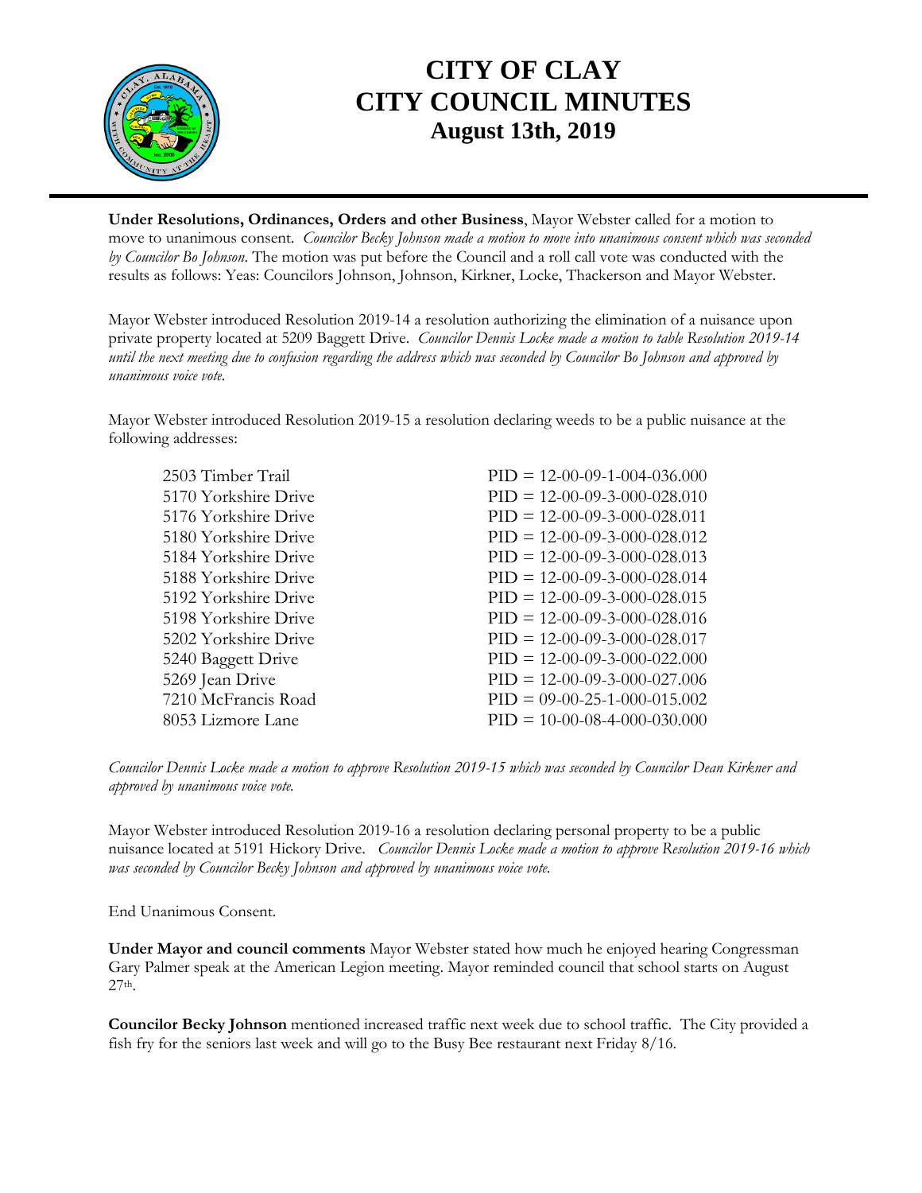# CITY OF CLAY
# CITY COUNCIL MINUTES
## August 13th, 2019

**Under Resolutions, Ordinances, Orders and other Business**, Mayor Webster called for a motion to move to unanimous consent. *Councilor Becky Johnson made a motion to move into unanimous consent which was seconded by Councilor Bo Johnson.* The motion was put before the Council and a roll call vote was conducted with the results as follows: Yeas: Councilors Johnson, Johnson, Kirkner, Locke, Thackerson and Mayor Webster.

Mayor Webster introduced Resolution 2019-14 a resolution authorizing the elimination of a nuisance upon private property located at 5209 Baggett Drive. *Councilor Dennis Locke made a motion to table Resolution 2019-14 until the next meeting due to confusion regarding the address which was seconded by Councilor Bo Johnson and approved by unanimous voice vote.*

Mayor Webster introduced Resolution 2019-15 a resolution declaring weeds to be a public nuisance at the following addresses:

| | |
|---|---|
| 2503 Timber Trail | PID = 12-00-09-1-004-036.000 |
| 5170 Yorkshire Drive | PID = 12-00-09-3-000-028.010 |
| 5176 Yorkshire Drive | PID = 12-00-09-3-000-028.011 |
| 5180 Yorkshire Drive | PID = 12-00-09-3-000-028.012 |
| 5184 Yorkshire Drive | PID = 12-00-09-3-000-028.013 |
| 5188 Yorkshire Drive | PID = 12-00-09-3-000-028.014 |
| 5192 Yorkshire Drive | PID = 12-00-09-3-000-028.015 |
| 5198 Yorkshire Drive | PID = 12-00-09-3-000-028.016 |
| 5202 Yorkshire Drive | PID = 12-00-09-3-000-028.017 |
| 5240 Baggett Drive | PID = 12-00-09-3-000-022.000 |
| 5269 Jean Drive | PID = 12-00-09-3-000-027.006 |
| 7210 McFrancis Road | PID = 09-00-25-1-000-015.002 |
| 8053 Lizmore Lane | PID = 10-00-08-4-000-030.000 |

*Councilor Dennis Locke made a motion to approve Resolution 2019-15 which was seconded by Councilor Dean Kirkner and approved by unanimous voice vote.*

Mayor Webster introduced Resolution 2019-16 a resolution declaring personal property to be a public nuisance located at 5191 Hickory Drive. *Councilor Dennis Locke made a motion to approve Resolution 2019-16 which was seconded by Councilor Becky Johnson and approved by unanimous voice vote.*

End Unanimous Consent.

**Under Mayor and council comments** Mayor Webster stated how much he enjoyed hearing Congressman Gary Palmer speak at the American Legion meeting. Mayor reminded council that school starts on August 27th.

**Councilor Becky Johnson** mentioned increased traffic next week due to school traffic. The City provided a fish fry for the seniors last week and will go to the Busy Bee restaurant next Friday 8/16.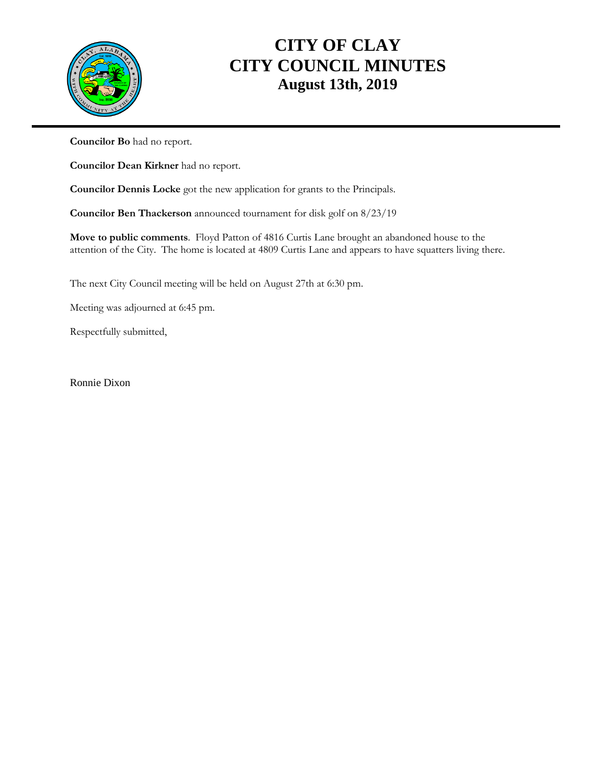# CITY OF CLAY
# CITY COUNCIL MINUTES
## August 13th, 2019

**Councilor Bo** had no report.

**Councilor Dean Kirkner** had no report.

**Councilor Dennis Locke** got the new application for grants to the Principals.

**Councilor Ben Thackerson** announced tournament for disk golf on 8/23/19

**Move to public comments**. Floyd Patton of 4816 Curtis Lane brought an abandoned house to the attention of the City. The home is located at 4809 Curtis Lane and appears to have squatters living there.

The next City Council meeting will be held on August 27th at 6:30 pm.

Meeting was adjourned at 6:45 pm.

Respectfully submitted,

Ronnie Dixon